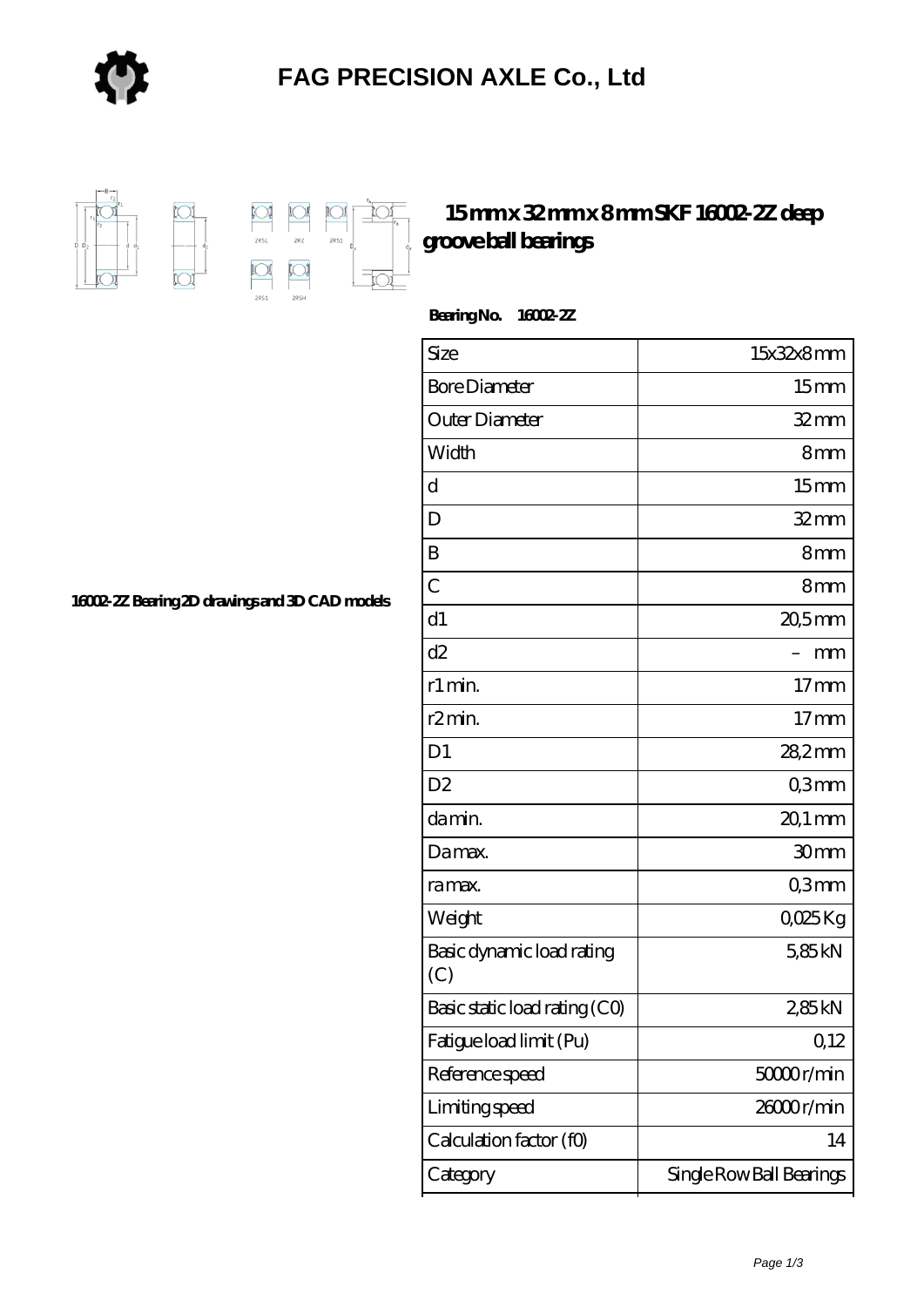# FAG PRECISION AXLE Co., Ltd

## 15 mm x 32 mm x 8 mm SKF 16002-2Z deep groove ball bearings

**Bearing No. 16002-2Z**

**16002-2Z Bearing 2D drawings and 3D CAD models**

| | |
|---|---|
| Size | 15x32x8 mm |
| Bore Diameter | 15 mm |
| Outer Diameter | 32 mm |
| Width | 8 mm |
| d | 15 mm |
| D | 32 mm |
| B | 8 mm |
| C | 8 mm |
| d1 | 20,5 mm |
| d2 | – mm |
| r1 min. | 17 mm |
| r2 min. | 17 mm |
| D1 | 28,2 mm |
| D2 | 0,3 mm |
| da min. | 20,1 mm |
| Da max. | 30 mm |
| ra max. | 0,3 mm |
| Weight | 0,025 Kg |
| Basic dynamic load rating (C) | 5,85 kN |
| Basic static load rating (C0) | 2,85 kN |
| Fatigue load limit (Pu) | 0,12 |
| Reference speed | 50000 r/min |
| Limiting speed | 26000 r/min |
| Calculation factor (f0) | 14 |
| Category | Single Row Ball Bearings |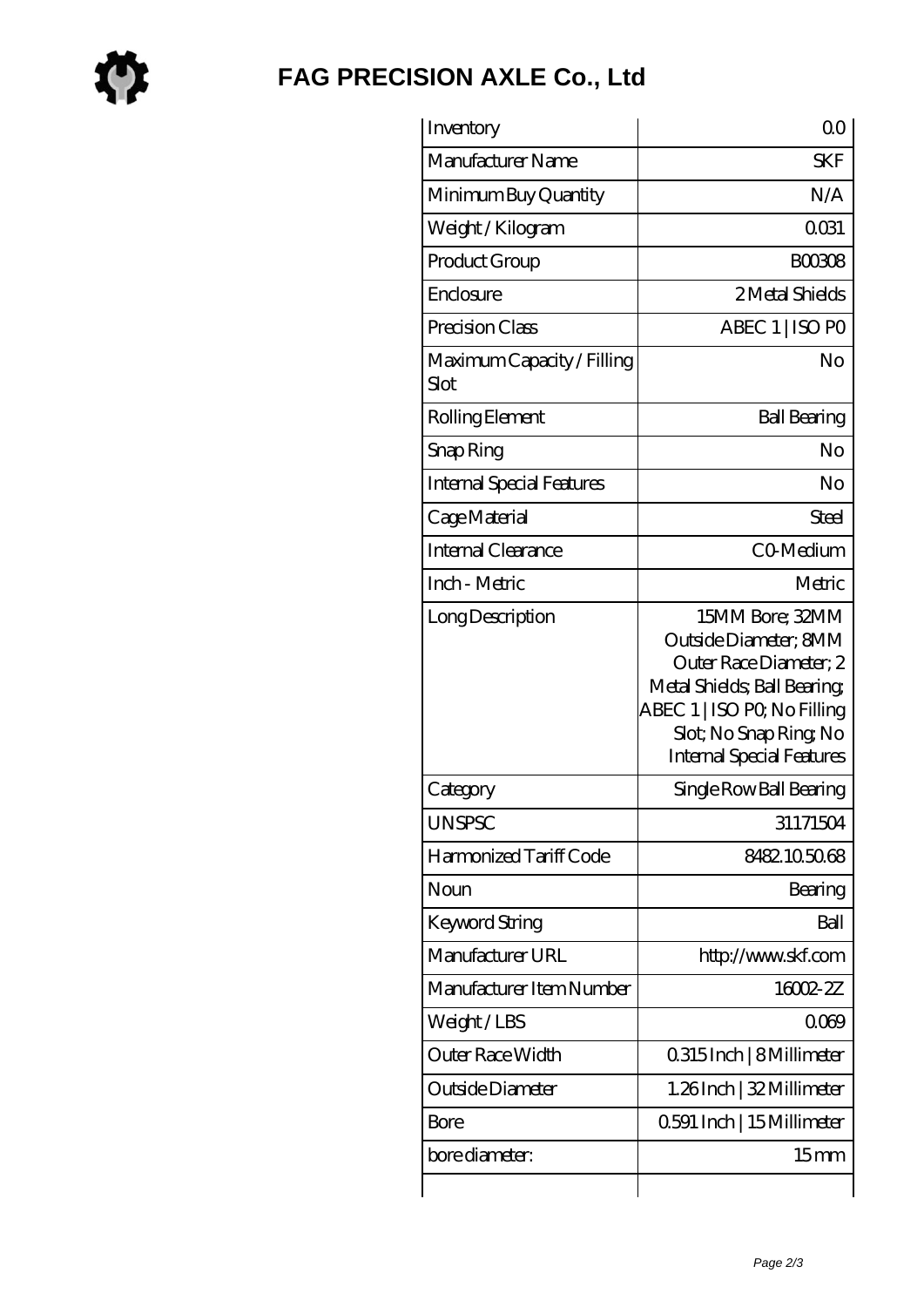# FAG PRECISION AXLE Co., Ltd

| | |
|---|---|
| Inventory | 0.0 |
| Manufacturer Name | SKF |
| Minimum Buy Quantity | N/A |
| Weight / Kilogram | 0.031 |
| Product Group | B00308 |
| Enclosure | 2 Metal Shields |
| Precision Class | ABEC 1 \| ISO P0 |
| Maximum Capacity / Filling Slot | No |
| Rolling Element | Ball Bearing |
| Snap Ring | No |
| Internal Special Features | No |
| Cage Material | Steel |
| Internal Clearance | C0-Medium |
| Inch - Metric | Metric |
| Long Description | 15MM Bore; 32MM Outside Diameter; 8MM Outer Race Diameter; 2 Metal Shields; Ball Bearing; ABEC 1 \| ISO P0; No Filling Slot; No Snap Ring; No Internal Special Features |
| Category | Single Row Ball Bearing |
| UNSPSC | 31171504 |
| Harmonized Tariff Code | 8482.10.50.68 |
| Noun | Bearing |
| Keyword String | Ball |
| Manufacturer URL | http://www.skf.com |
| Manufacturer Item Number | 16002-2Z |
| Weight / LBS | 0.069 |
| Outer Race Width | 0.315 Inch \| 8 Millimeter |
| Outside Diameter | 1.26 Inch \| 32 Millimeter |
| Bore | 0.591 Inch \| 15 Millimeter |
| bore diameter: | 15 mm |
| | |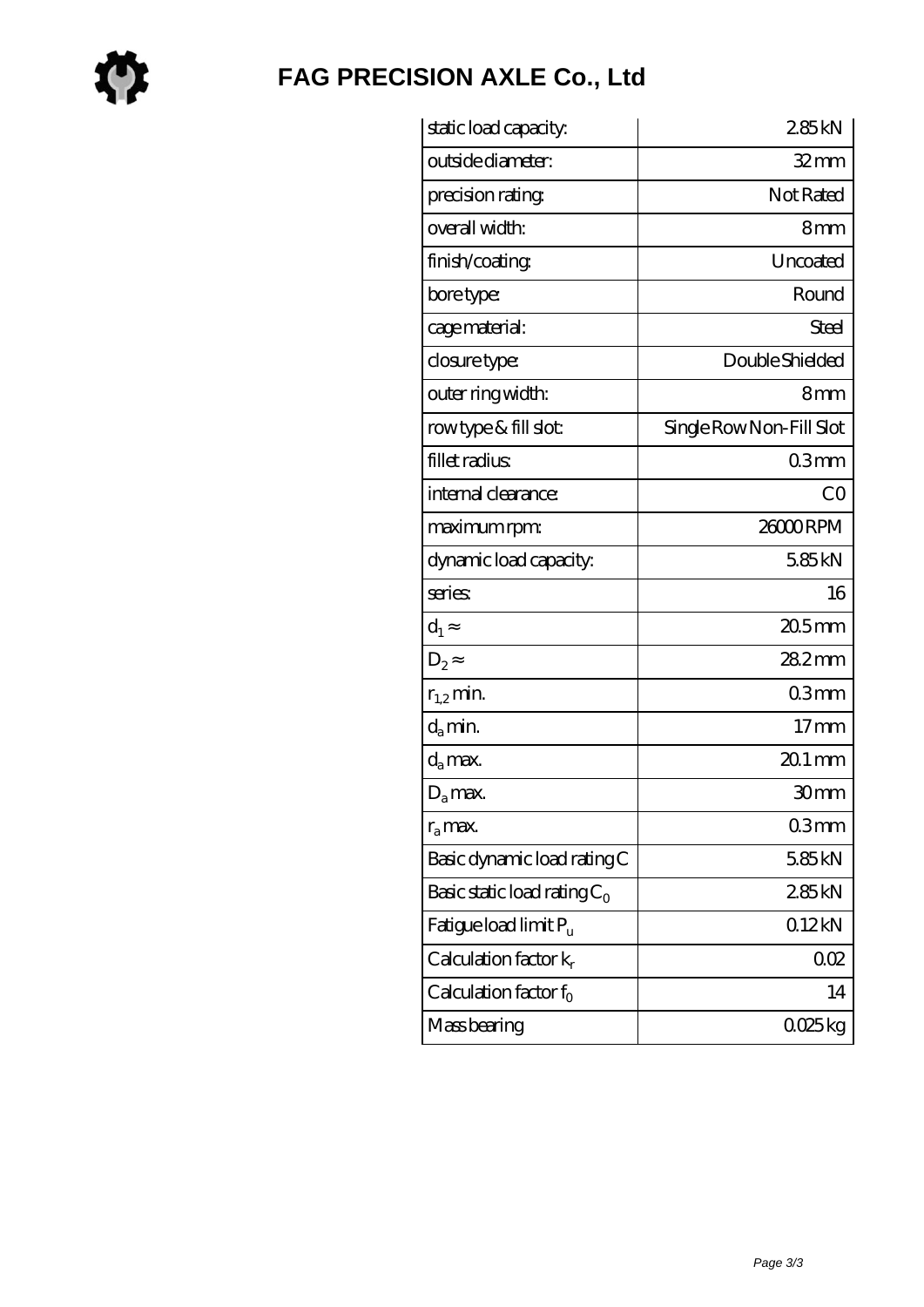# FAG PRECISION AXLE Co., Ltd

| | |
|---|---|
| static load capacity: | 2.85 kN |
| outside diameter: | 32 mm |
| precision rating: | Not Rated |
| overall width: | 8 mm |
| finish/coating: | Uncoated |
| bore type: | Round |
| cage material: | Steel |
| closure type: | Double Shielded |
| outer ring width: | 8 mm |
| row type & fill slot: | Single Row Non-Fill Slot |
| fillet radius: | 0.3 mm |
| internal clearance: | C0 |
| maximum rpm: | 26000 RPM |
| dynamic load capacity: | 5.85 kN |
| series: | 16 |
| $d_1 \approx$ | 20.5 mm |
| $D_2 \approx$ | 28.2 mm |
| $r_{1,2}$ min. | 0.3 mm |
| $d_a$ min. | 17 mm |
| $d_a$ max. | 20.1 mm |
| $D_a$ max. | 30 mm |
| $r_a$ max. | 0.3 mm |
| Basic dynamic load rating C | 5.85 kN |
| Basic static load rating $C_0$ | 2.85 kN |
| Fatigue load limit $P_u$ | 0.12 kN |
| Calculation factor $k_r$ | 0.02 |
| Calculation factor $f_0$ | 14 |
| Mass bearing | 0.025 kg |